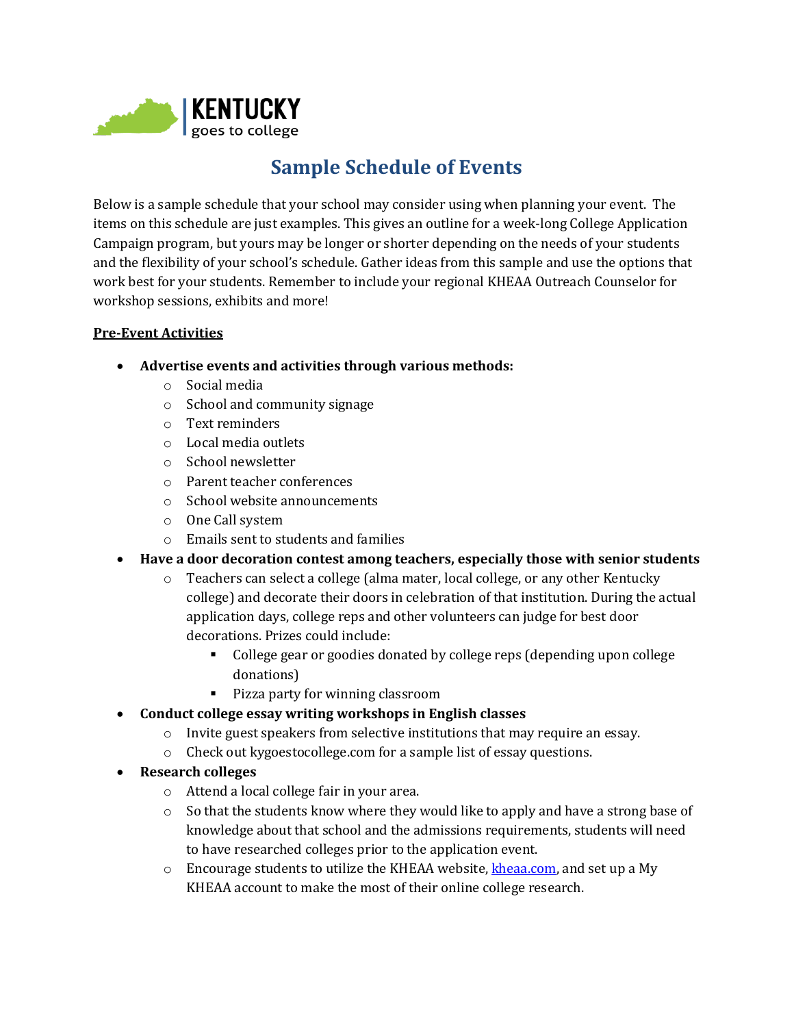KENTUCKY goes to college

# Sample Schedule of Events

Below is a sample schedule that your school may consider using when planning your event. The items on this schedule are just examples. This gives an outline for a week-long College Application Campaign program, but yours may be longer or shorter depending on the needs of your students and the flexibility of your school's schedule. Gather ideas from this sample and use the options that work best for your students. Remember to include your regional KHEAA Outreach Counselor for workshop sessions, exhibits and more!

**Pre-Event Activities**

- **Advertise events and activities through various methods:**
  - Social media
  - School and community signage
  - Text reminders
  - Local media outlets
  - School newsletter
  - Parent teacher conferences
  - School website announcements
  - One Call system
  - Emails sent to students and families
- **Have a door decoration contest among teachers, especially those with senior students**
  - Teachers can select a college (alma mater, local college, or any other Kentucky college) and decorate their doors in celebration of that institution. During the actual application days, college reps and other volunteers can judge for best door decorations. Prizes could include:
    - College gear or goodies donated by college reps (depending upon college donations)
    - Pizza party for winning classroom
- **Conduct college essay writing workshops in English classes**
  - Invite guest speakers from selective institutions that may require an essay.
  - Check out kygoestocollege.com for a sample list of essay questions.
- **Research colleges**
  - Attend a local college fair in your area.
  - So that the students know where they would like to apply and have a strong base of knowledge about that school and the admissions requirements, students will need to have researched colleges prior to the application event.
  - Encourage students to utilize the KHEAA website, kheaa.com, and set up a My KHEAA account to make the most of their online college research.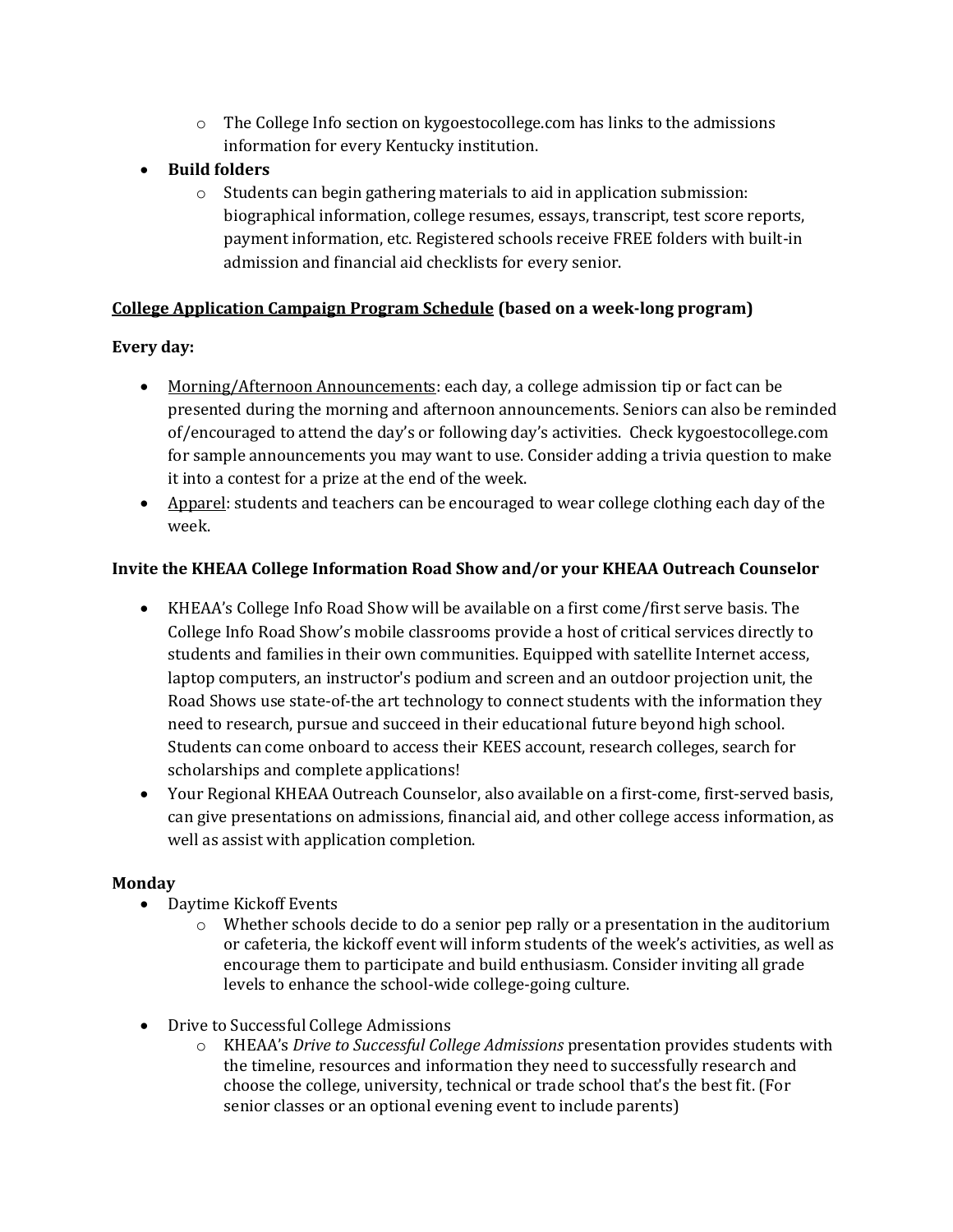- The College Info section on kygoestocollege.com has links to the admissions information for every Kentucky institution.
- **Build folders**
    - Students can begin gathering materials to aid in application submission: biographical information, college resumes, essays, transcript, test score reports, payment information, etc. Registered schools receive FREE folders with built-in admission and financial aid checklists for every senior.

**<u>College Application Campaign Program Schedule</u> (based on a week-long program)**

**Every day:**

- <u>Morning/Afternoon Announcements</u>: each day, a college admission tip or fact can be presented during the morning and afternoon announcements. Seniors can also be reminded of/encouraged to attend the day's or following day's activities. Check kygoestocollege.com for sample announcements you may want to use. Consider adding a trivia question to make it into a contest for a prize at the end of the week.
- <u>Apparel</u>: students and teachers can be encouraged to wear college clothing each day of the week.

**Invite the KHEAA College Information Road Show and/or your KHEAA Outreach Counselor**

- KHEAA's College Info Road Show will be available on a first come/first serve basis. The College Info Road Show's mobile classrooms provide a host of critical services directly to students and families in their own communities. Equipped with satellite Internet access, laptop computers, an instructor's podium and screen and an outdoor projection unit, the Road Shows use state-of-the art technology to connect students with the information they need to research, pursue and succeed in their educational future beyond high school. Students can come onboard to access their KEES account, research colleges, search for scholarships and complete applications!
- Your Regional KHEAA Outreach Counselor, also available on a first-come, first-served basis, can give presentations on admissions, financial aid, and other college access information, as well as assist with application completion.

**Monday**

- Daytime Kickoff Events
    - Whether schools decide to do a senior pep rally or a presentation in the auditorium or cafeteria, the kickoff event will inform students of the week's activities, as well as encourage them to participate and build enthusiasm. Consider inviting all grade levels to enhance the school-wide college-going culture.
- Drive to Successful College Admissions
    - KHEAA's *Drive to Successful College Admissions* presentation provides students with the timeline, resources and information they need to successfully research and choose the college, university, technical or trade school that's the best fit. (For senior classes or an optional evening event to include parents)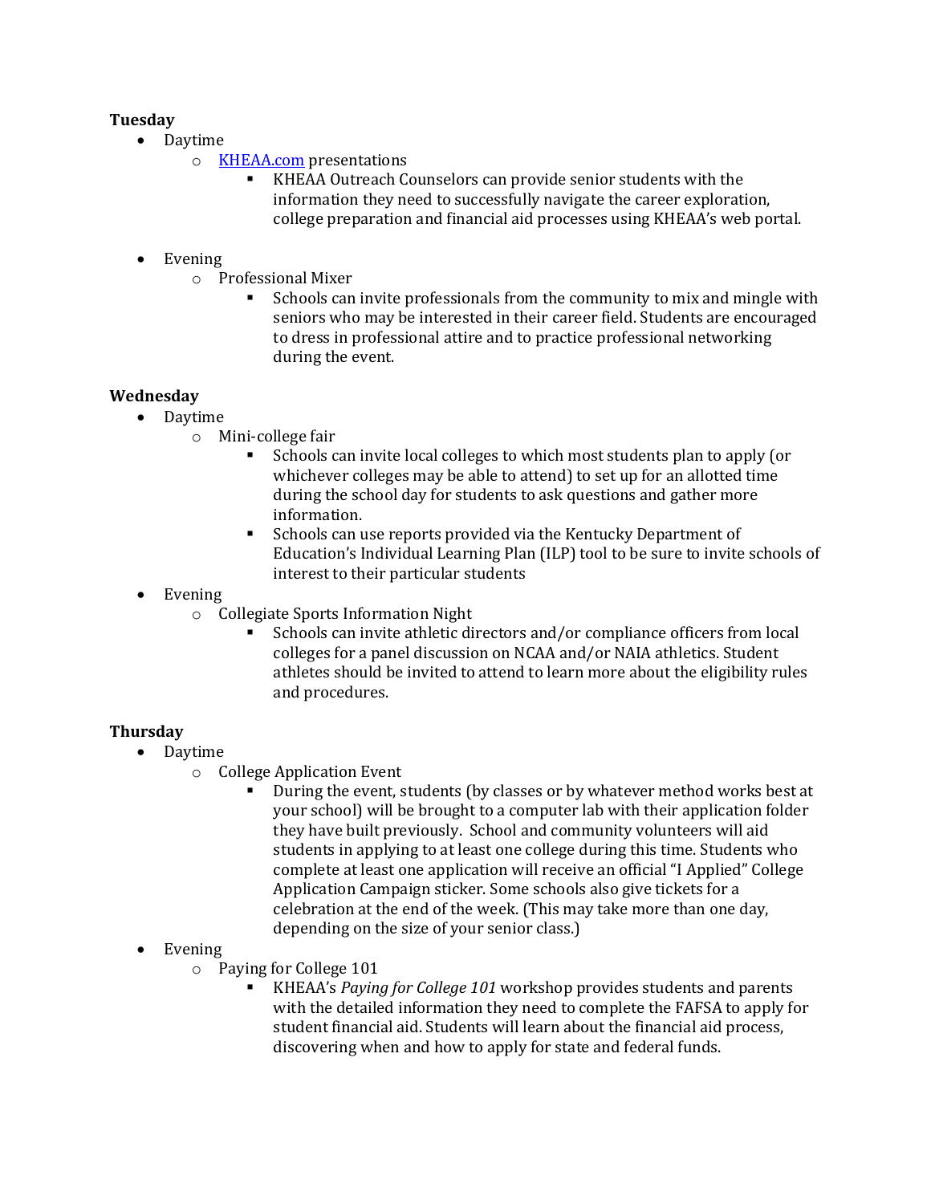**Tuesday**

- Daytime
  - [KHEAA.com](http://KHEAA.com) presentations
    - KHEAA Outreach Counselors can provide senior students with the information they need to successfully navigate the career exploration, college preparation and financial aid processes using KHEAA's web portal.
- Evening
  - Professional Mixer
    - Schools can invite professionals from the community to mix and mingle with seniors who may be interested in their career field. Students are encouraged to dress in professional attire and to practice professional networking during the event.

**Wednesday**

- Daytime
  - Mini-college fair
    - Schools can invite local colleges to which most students plan to apply (or whichever colleges may be able to attend) to set up for an allotted time during the school day for students to ask questions and gather more information.
    - Schools can use reports provided via the Kentucky Department of Education's Individual Learning Plan (ILP) tool to be sure to invite schools of interest to their particular students
- Evening
  - Collegiate Sports Information Night
    - Schools can invite athletic directors and/or compliance officers from local colleges for a panel discussion on NCAA and/or NAIA athletics. Student athletes should be invited to attend to learn more about the eligibility rules and procedures.

**Thursday**

- Daytime
  - College Application Event
    - During the event, students (by classes or by whatever method works best at your school) will be brought to a computer lab with their application folder they have built previously. School and community volunteers will aid students in applying to at least one college during this time. Students who complete at least one application will receive an official "I Applied" College Application Campaign sticker. Some schools also give tickets for a celebration at the end of the week. (This may take more than one day, depending on the size of your senior class.)
- Evening
  - Paying for College 101
    - KHEAA's *Paying for College 101* workshop provides students and parents with the detailed information they need to complete the FAFSA to apply for student financial aid. Students will learn about the financial aid process, discovering when and how to apply for state and federal funds.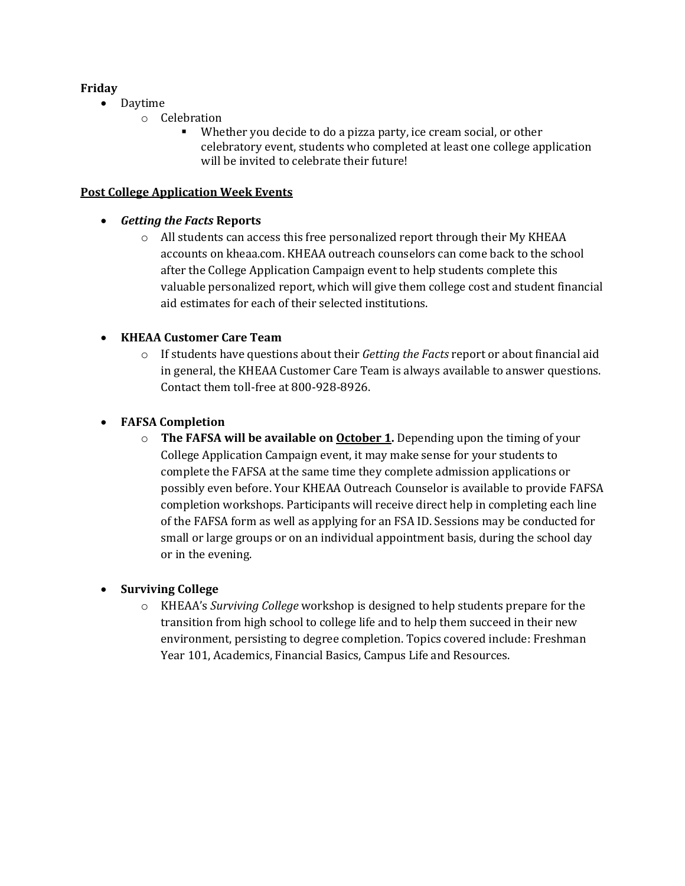**Friday**

- Daytime
  - Celebration
    - Whether you decide to do a pizza party, ice cream social, or other celebratory event, students who completed at least one college application will be invited to celebrate their future!

**Post College Application Week Events**

- ***Getting the Facts* Reports**
  - All students can access this free personalized report through their My KHEAA accounts on kheaa.com. KHEAA outreach counselors can come back to the school after the College Application Campaign event to help students complete this valuable personalized report, which will give them college cost and student financial aid estimates for each of their selected institutions.

- **KHEAA Customer Care Team**
  - If students have questions about their *Getting the Facts* report or about financial aid in general, the KHEAA Customer Care Team is always available to answer questions. Contact them toll-free at 800-928-8926.

- **FAFSA Completion**
  - **The FAFSA will be available on October 1.** Depending upon the timing of your College Application Campaign event, it may make sense for your students to complete the FAFSA at the same time they complete admission applications or possibly even before. Your KHEAA Outreach Counselor is available to provide FAFSA completion workshops. Participants will receive direct help in completing each line of the FAFSA form as well as applying for an FSA ID. Sessions may be conducted for small or large groups or on an individual appointment basis, during the school day or in the evening.

- **Surviving College**
  - KHEAA's *Surviving College* workshop is designed to help students prepare for the transition from high school to college life and to help them succeed in their new environment, persisting to degree completion. Topics covered include: Freshman Year 101, Academics, Financial Basics, Campus Life and Resources.